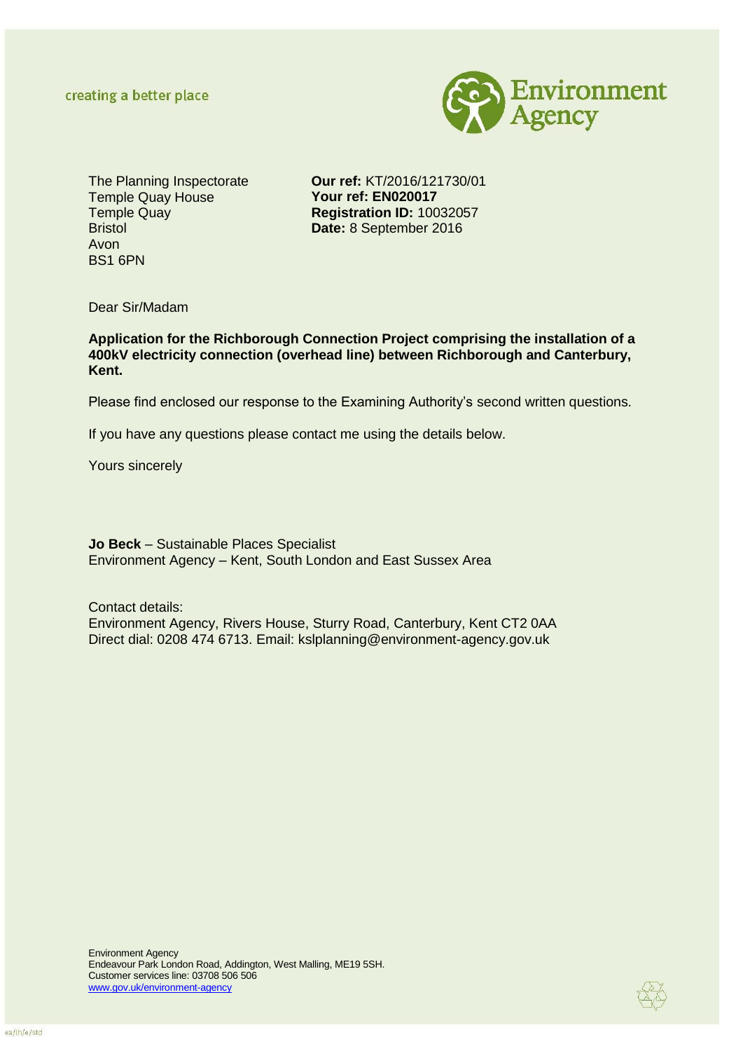creating a better place

Environment Agency

The Planning Inspectorate
Temple Quay House
Temple Quay
Bristol
Avon
BS1 6PN

**Our ref:** KT/2016/121730/01
**Your ref: EN020017**
**Registration ID:** 10032057
**Date:** 8 September 2016

Dear Sir/Madam

**Application for the Richborough Connection Project comprising the installation of a 400kV electricity connection (overhead line) between Richborough and Canterbury, Kent.**

Please find enclosed our response to the Examining Authority's second written questions.

If you have any questions please contact me using the details below.

Yours sincerely

**Jo Beck** – Sustainable Places Specialist
Environment Agency – Kent, South London and East Sussex Area

Contact details:
Environment Agency, Rivers House, Sturry Road, Canterbury, Kent CT2 0AA
Direct dial: 0208 474 6713. Email: kslplanning@environment-agency.gov.uk

Environment Agency
Endeavour Park London Road, Addington, West Malling, ME19 5SH.
Customer services line: 03708 506 506
www.gov.uk/environment-agency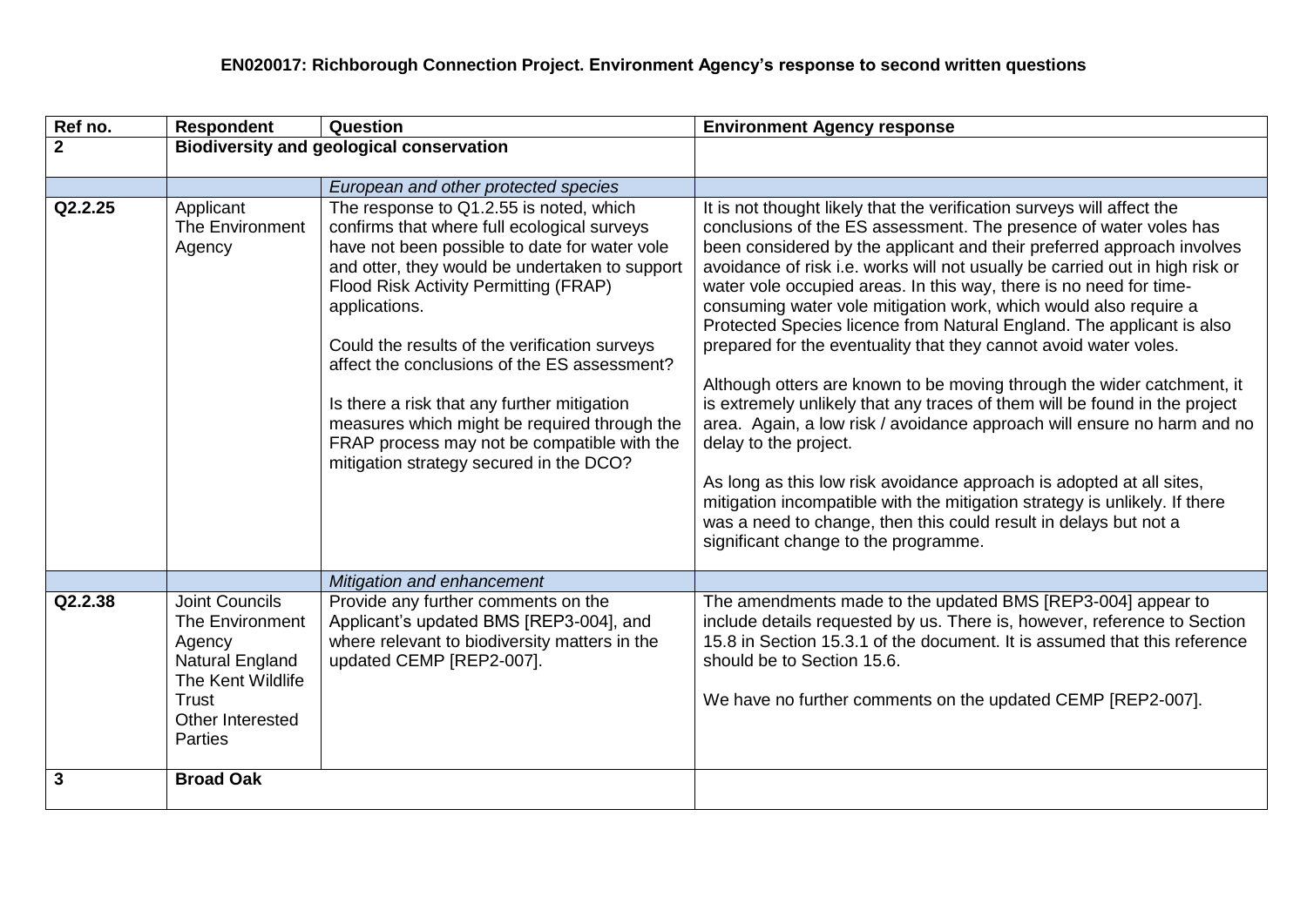**EN020017: Richborough Connection Project. Environment Agency's response to second written questions**

| Ref no. | Respondent | Question | Environment Agency response |
|---|---|---|---|
| **2** | **Biodiversity and geological conservation** | | |
| | | *European and other protected species* | |
| **Q2.2.25** | Applicant<br>The Environment Agency | The response to Q1.2.55 is noted, which confirms that where full ecological surveys have not been possible to date for water vole and otter, they would be undertaken to support Flood Risk Activity Permitting (FRAP) applications.<br><br>Could the results of the verification surveys affect the conclusions of the ES assessment?<br><br>Is there a risk that any further mitigation measures which might be required through the FRAP process may not be compatible with the mitigation strategy secured in the DCO? | It is not thought likely that the verification surveys will affect the conclusions of the ES assessment. The presence of water voles has been considered by the applicant and their preferred approach involves avoidance of risk i.e. works will not usually be carried out in high risk or water vole occupied areas. In this way, there is no need for time-consuming water vole mitigation work, which would also require a Protected Species licence from Natural England. The applicant is also prepared for the eventuality that they cannot avoid water voles.<br><br>Although otters are known to be moving through the wider catchment, it is extremely unlikely that any traces of them will be found in the project area. Again, a low risk / avoidance approach will ensure no harm and no delay to the project.<br><br>As long as this low risk avoidance approach is adopted at all sites, mitigation incompatible with the mitigation strategy is unlikely. If there was a need to change, then this could result in delays but not a significant change to the programme. |
| | | *Mitigation and enhancement* | |
| **Q2.2.38** | Joint Councils<br>The Environment Agency<br>Natural England<br>The Kent Wildlife Trust<br>Other Interested Parties | Provide any further comments on the Applicant's updated BMS [REP3-004], and where relevant to biodiversity matters in the updated CEMP [REP2-007]. | The amendments made to the updated BMS [REP3-004] appear to include details requested by us. There is, however, reference to Section 15.8 in Section 15.3.1 of the document. It is assumed that this reference should be to Section 15.6.<br><br>We have no further comments on the updated CEMP [REP2-007]. |
| **3** | **Broad Oak** | | |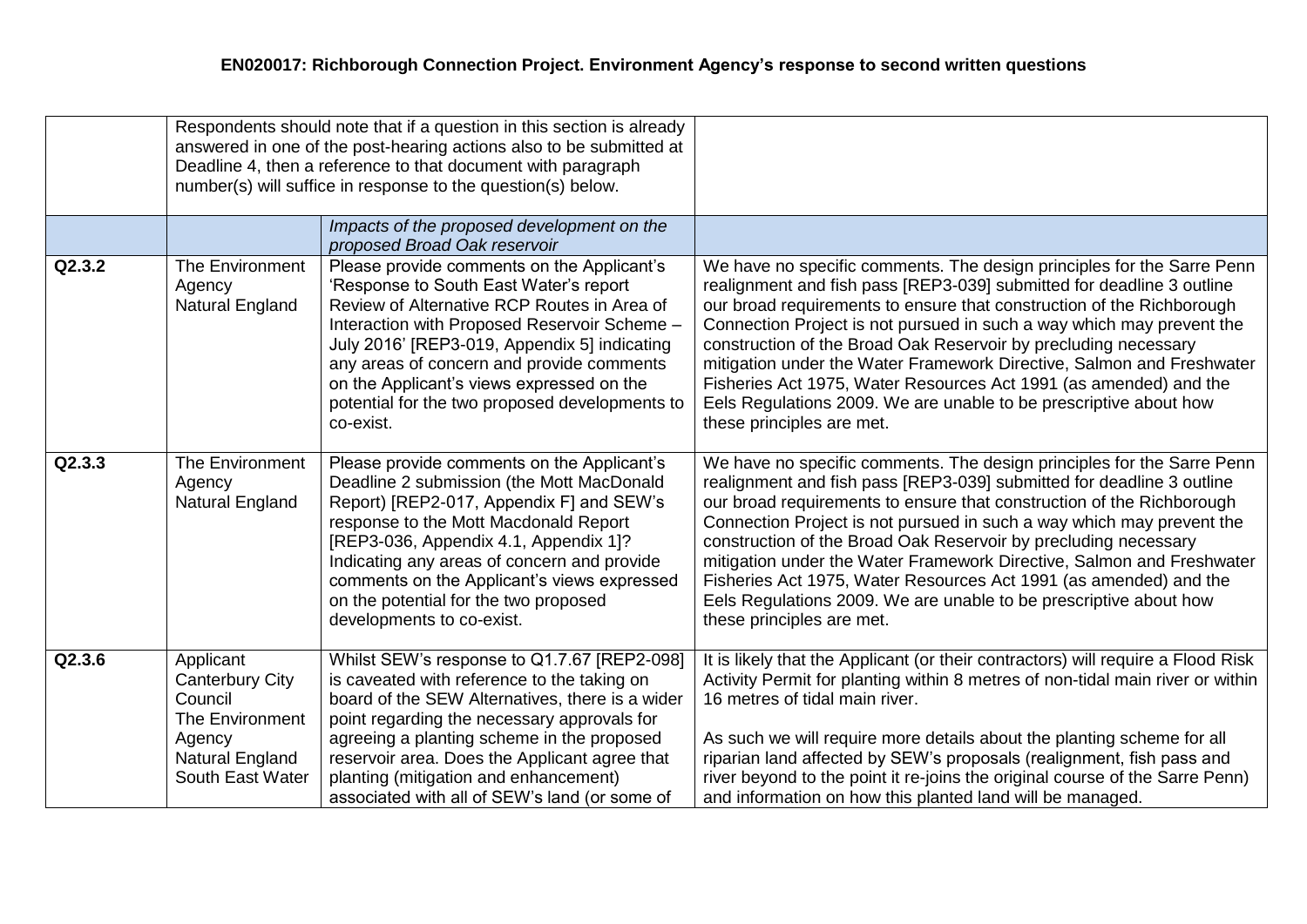# EN020017: Richborough Connection Project. Environment Agency's response to second written questions

| | | | |
|---|---|---|---|
| | Respondents should note that if a question in this section is already answered in one of the post-hearing actions also to be submitted at Deadline 4, then a reference to that document with paragraph number(s) will suffice in response to the question(s) below. | | |
| | | *Impacts of the proposed development on the proposed Broad Oak reservoir* | |
| **Q2.3.2** | The Environment Agency<br>Natural England | Please provide comments on the Applicant's 'Response to South East Water's report Review of Alternative RCP Routes in Area of Interaction with Proposed Reservoir Scheme – July 2016' [REP3-019, Appendix 5] indicating any areas of concern and provide comments on the Applicant's views expressed on the potential for the two proposed developments to co-exist. | We have no specific comments. The design principles for the Sarre Penn realignment and fish pass [REP3-039] submitted for deadline 3 outline our broad requirements to ensure that construction of the Richborough Connection Project is not pursued in such a way which may prevent the construction of the Broad Oak Reservoir by precluding necessary mitigation under the Water Framework Directive, Salmon and Freshwater Fisheries Act 1975, Water Resources Act 1991 (as amended) and the Eels Regulations 2009. We are unable to be prescriptive about how these principles are met. |
| **Q2.3.3** | The Environment Agency<br>Natural England | Please provide comments on the Applicant's Deadline 2 submission (the Mott MacDonald Report) [REP2-017, Appendix F] and SEW's response to the Mott Macdonald Report [REP3-036, Appendix 4.1, Appendix 1]? Indicating any areas of concern and provide comments on the Applicant's views expressed on the potential for the two proposed developments to co-exist. | We have no specific comments. The design principles for the Sarre Penn realignment and fish pass [REP3-039] submitted for deadline 3 outline our broad requirements to ensure that construction of the Richborough Connection Project is not pursued in such a way which may prevent the construction of the Broad Oak Reservoir by precluding necessary mitigation under the Water Framework Directive, Salmon and Freshwater Fisheries Act 1975, Water Resources Act 1991 (as amended) and the Eels Regulations 2009. We are unable to be prescriptive about how these principles are met. |
| **Q2.3.6** | Applicant<br>Canterbury City Council<br>The Environment Agency<br>Natural England<br>South East Water | Whilst SEW's response to Q1.7.67 [REP2-098] is caveated with reference to the taking on board of the SEW Alternatives, there is a wider point regarding the necessary approvals for agreeing a planting scheme in the proposed reservoir area. Does the Applicant agree that planting (mitigation and enhancement) associated with all of SEW's land (or some of | It is likely that the Applicant (or their contractors) will require a Flood Risk Activity Permit for planting within 8 metres of non-tidal main river or within 16 metres of tidal main river.<br><br>As such we will require more details about the planting scheme for all riparian land affected by SEW's proposals (realignment, fish pass and river beyond to the point it re-joins the original course of the Sarre Penn) and information on how this planted land will be managed. |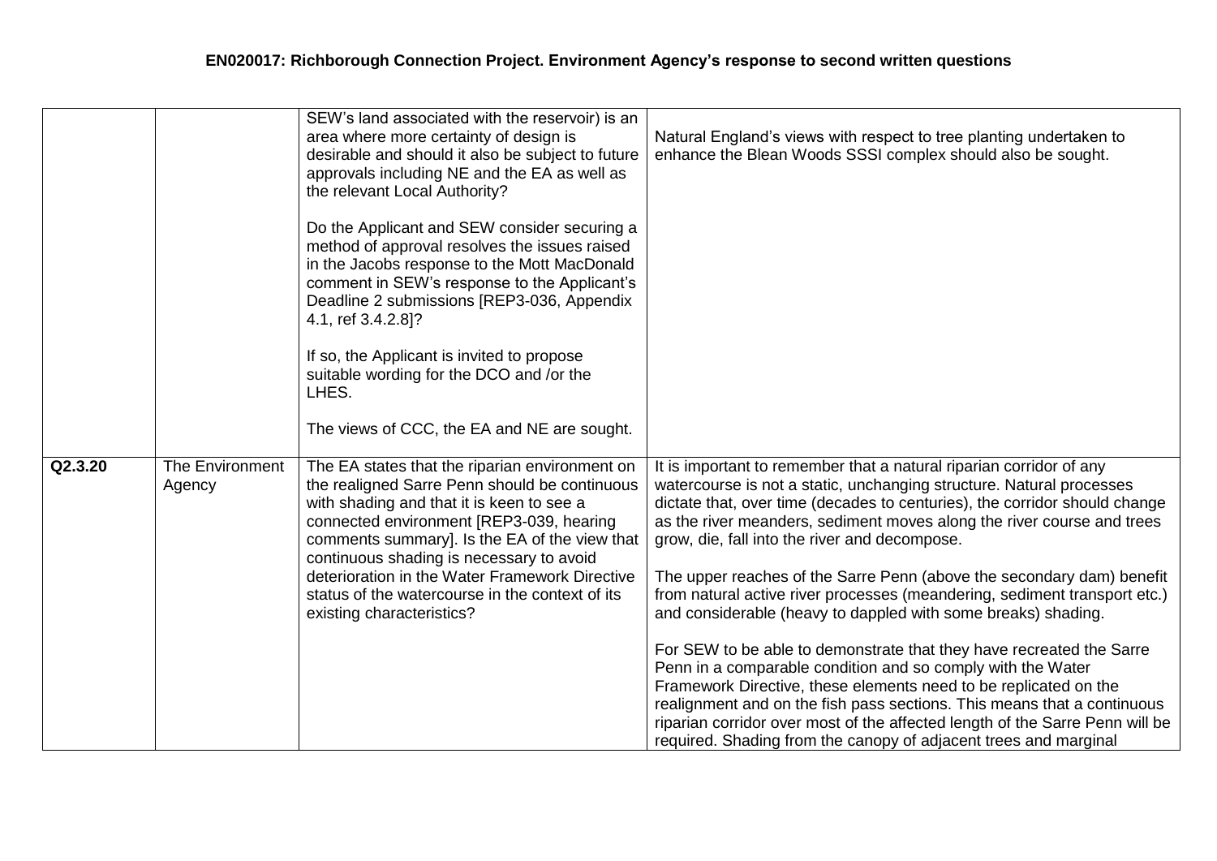| | | | |
|---|---|---|---|
| | | SEW's land associated with the reservoir) is an area where more certainty of design is desirable and should it also be subject to future approvals including NE and the EA as well as the relevant Local Authority?<br><br>Do the Applicant and SEW consider securing a method of approval resolves the issues raised in the Jacobs response to the Mott MacDonald comment in SEW's response to the Applicant's Deadline 2 submissions [REP3-036, Appendix 4.1, ref 3.4.2.8]?<br><br>If so, the Applicant is invited to propose suitable wording for the DCO and /or the LHES.<br><br>The views of CCC, the EA and NE are sought. | Natural England's views with respect to tree planting undertaken to enhance the Blean Woods SSSI complex should also be sought. |
| **Q2.3.20** | The Environment Agency | The EA states that the riparian environment on the realigned Sarre Penn should be continuous with shading and that it is keen to see a connected environment [REP3-039, hearing comments summary]. Is the EA of the view that continuous shading is necessary to avoid deterioration in the Water Framework Directive status of the watercourse in the context of its existing characteristics? | It is important to remember that a natural riparian corridor of any watercourse is not a static, unchanging structure. Natural processes dictate that, over time (decades to centuries), the corridor should change as the river meanders, sediment moves along the river course and trees grow, die, fall into the river and decompose.<br><br>The upper reaches of the Sarre Penn (above the secondary dam) benefit from natural active river processes (meandering, sediment transport etc.) and considerable (heavy to dappled with some breaks) shading.<br><br>For SEW to be able to demonstrate that they have recreated the Sarre Penn in a comparable condition and so comply with the Water Framework Directive, these elements need to be replicated on the realignment and on the fish pass sections. This means that a continuous riparian corridor over most of the affected length of the Sarre Penn will be required. Shading from the canopy of adjacent trees and marginal |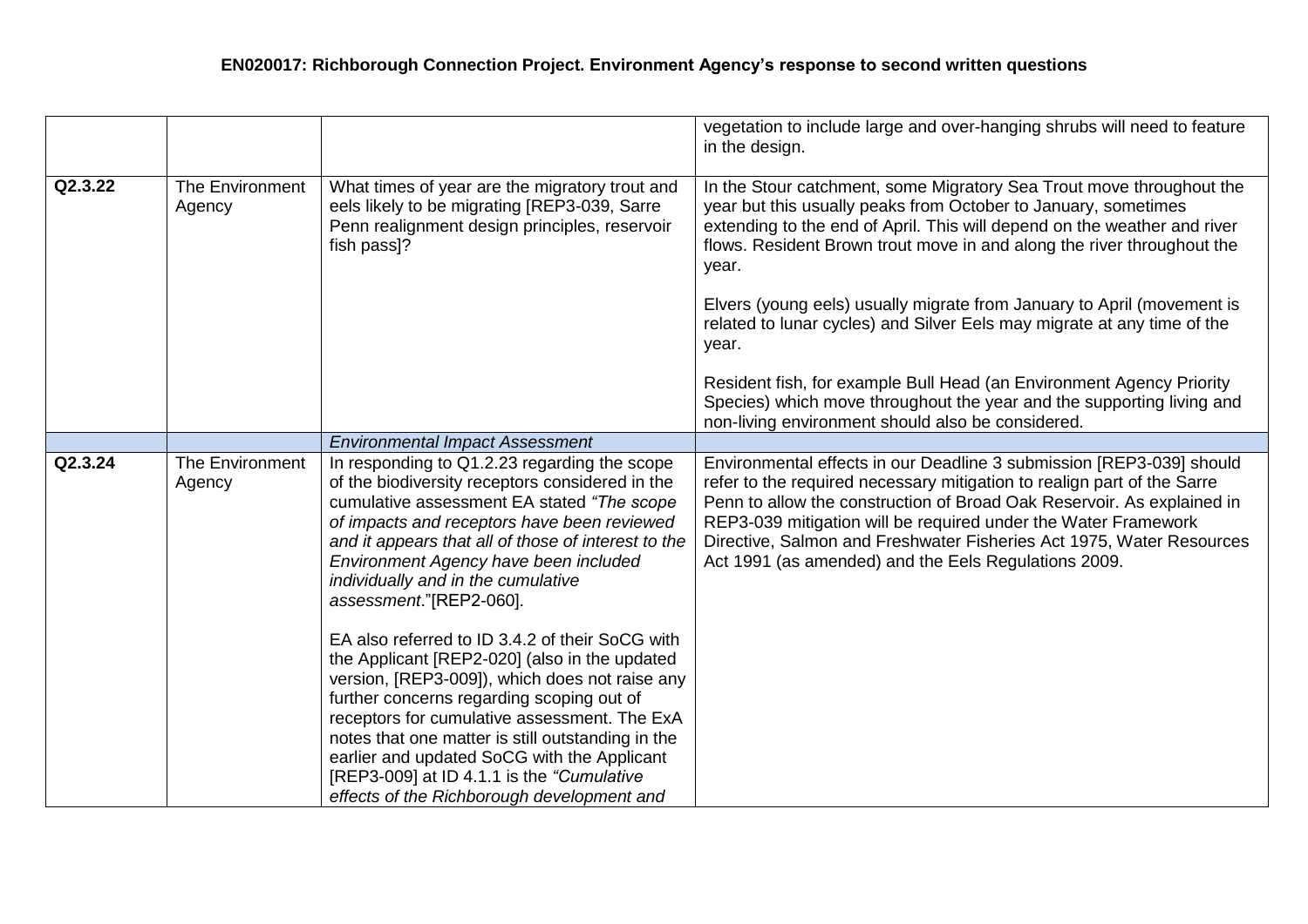# EN020017: Richborough Connection Project. Environment Agency's response to second written questions

| | | | |
|---|---|---|---|
| | | | vegetation to include large and over-hanging shrubs will need to feature in the design. |
| **Q2.3.22** | The Environment Agency | What times of year are the migratory trout and eels likely to be migrating [REP3-039, Sarre Penn realignment design principles, reservoir fish pass]? | In the Stour catchment, some Migratory Sea Trout move throughout the year but this usually peaks from October to January, sometimes extending to the end of April. This will depend on the weather and river flows. Resident Brown trout move in and along the river throughout the year.<br><br>Elvers (young eels) usually migrate from January to April (movement is related to lunar cycles) and Silver Eels may migrate at any time of the year.<br><br>Resident fish, for example Bull Head (an Environment Agency Priority Species) which move throughout the year and the supporting living and non-living environment should also be considered. |
| | | *Environmental Impact Assessment* | |
| **Q2.3.24** | The Environment Agency | In responding to Q1.2.23 regarding the scope of the biodiversity receptors considered in the cumulative assessment EA stated *"The scope of impacts and receptors have been reviewed and it appears that all of those of interest to the Environment Agency have been included individually and in the cumulative assessment*."[REP2-060].<br><br>EA also referred to ID 3.4.2 of their SoCG with the Applicant [REP2-020] (also in the updated version, [REP3-009]), which does not raise any further concerns regarding scoping out of receptors for cumulative assessment. The ExA notes that one matter is still outstanding in the earlier and updated SoCG with the Applicant [REP3-009] at ID 4.1.1 is the *"Cumulative effects of the Richborough development and* | Environmental effects in our Deadline 3 submission [REP3-039] should refer to the required necessary mitigation to realign part of the Sarre Penn to allow the construction of Broad Oak Reservoir. As explained in REP3-039 mitigation will be required under the Water Framework Directive, Salmon and Freshwater Fisheries Act 1975, Water Resources Act 1991 (as amended) and the Eels Regulations 2009. |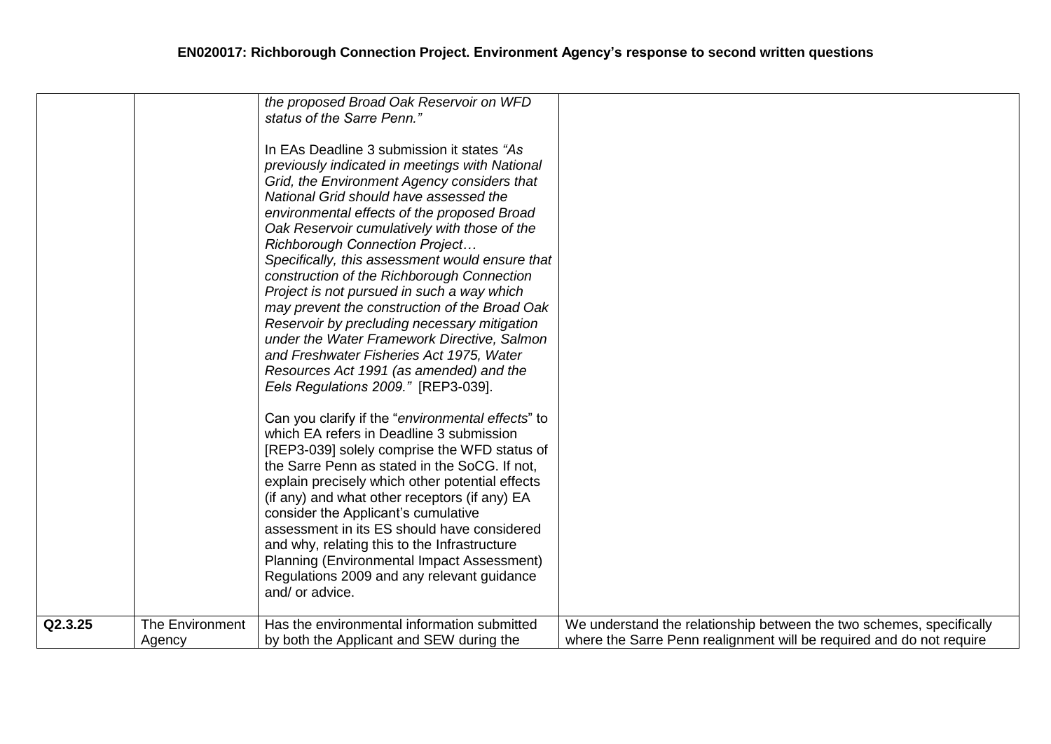| | | | |
|---|---|---|---|
| | | *the proposed Broad Oak Reservoir on WFD status of the Sarre Penn."*<br><br>In EAs Deadline 3 submission it states *"As previously indicated in meetings with National Grid, the Environment Agency considers that National Grid should have assessed the environmental effects of the proposed Broad Oak Reservoir cumulatively with those of the Richborough Connection Project… Specifically, this assessment would ensure that construction of the Richborough Connection Project is not pursued in such a way which may prevent the construction of the Broad Oak Reservoir by precluding necessary mitigation under the Water Framework Directive, Salmon and Freshwater Fisheries Act 1975, Water Resources Act 1991 (as amended) and the Eels Regulations 2009."* [REP3-039].<br><br>Can you clarify if the "*environmental effects*" to which EA refers in Deadline 3 submission [REP3-039] solely comprise the WFD status of the Sarre Penn as stated in the SoCG. If not, explain precisely which other potential effects (if any) and what other receptors (if any) EA consider the Applicant's cumulative assessment in its ES should have considered and why, relating this to the Infrastructure Planning (Environmental Impact Assessment) Regulations 2009 and any relevant guidance and/ or advice. | |
| **Q2.3.25** | The Environment Agency | Has the environmental information submitted by both the Applicant and SEW during the | We understand the relationship between the two schemes, specifically where the Sarre Penn realignment will be required and do not require |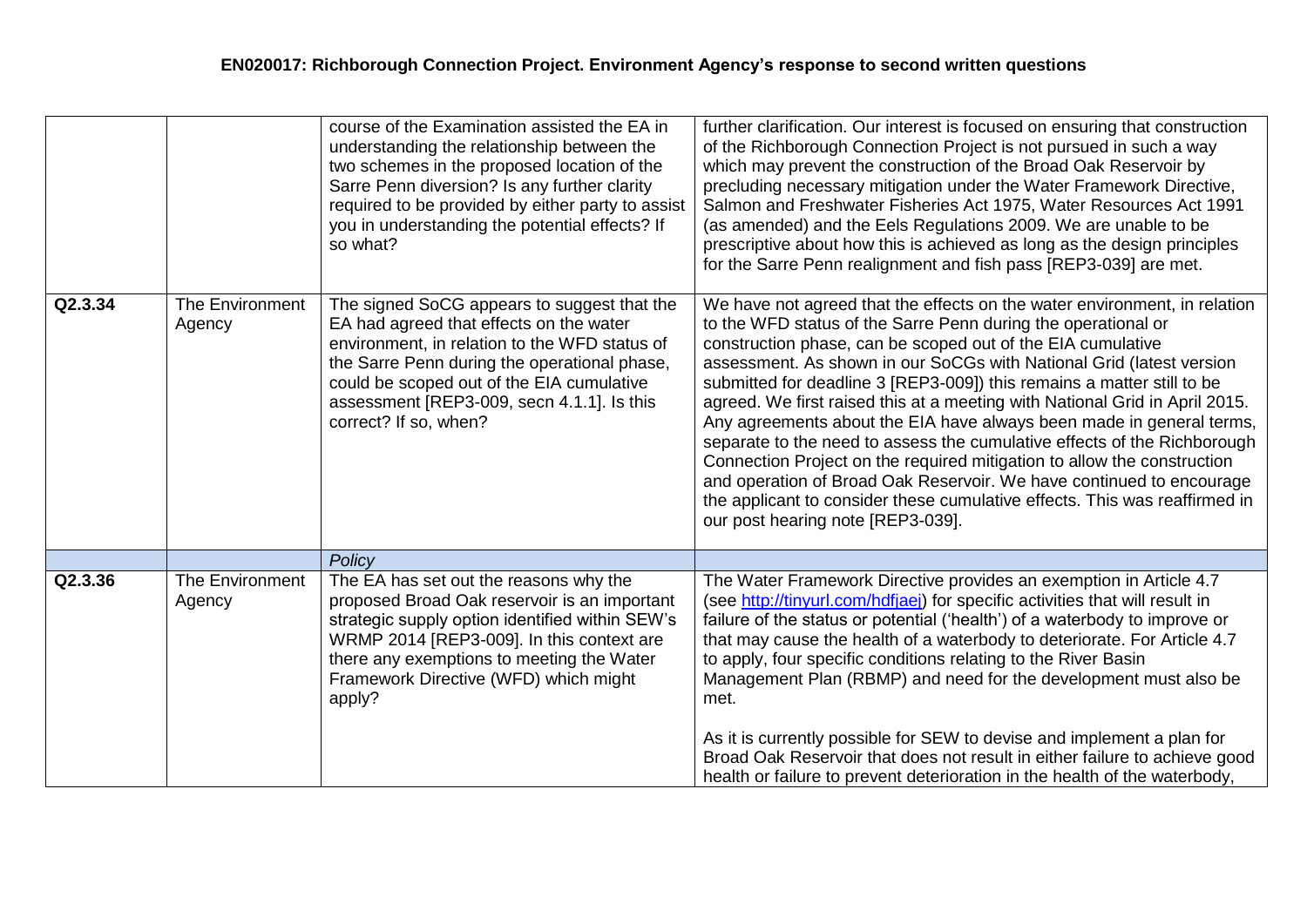| | | | |
|---|---|---|---|
| | | course of the Examination assisted the EA in understanding the relationship between the two schemes in the proposed location of the Sarre Penn diversion? Is any further clarity required to be provided by either party to assist you in understanding the potential effects? If so what? | further clarification. Our interest is focused on ensuring that construction of the Richborough Connection Project is not pursued in such a way which may prevent the construction of the Broad Oak Reservoir by precluding necessary mitigation under the Water Framework Directive, Salmon and Freshwater Fisheries Act 1975, Water Resources Act 1991 (as amended) and the Eels Regulations 2009. We are unable to be prescriptive about how this is achieved as long as the design principles for the Sarre Penn realignment and fish pass [REP3-039] are met. |
| Q2.3.34 | The Environment Agency | The signed SoCG appears to suggest that the EA had agreed that effects on the water environment, in relation to the WFD status of the Sarre Penn during the operational phase, could be scoped out of the EIA cumulative assessment [REP3-009, secn 4.1.1]. Is this correct? If so, when? | We have not agreed that the effects on the water environment, in relation to the WFD status of the Sarre Penn during the operational or construction phase, can be scoped out of the EIA cumulative assessment. As shown in our SoCGs with National Grid (latest version submitted for deadline 3 [REP3-009]) this remains a matter still to be agreed. We first raised this at a meeting with National Grid in April 2015. Any agreements about the EIA have always been made in general terms, separate to the need to assess the cumulative effects of the Richborough Connection Project on the required mitigation to allow the construction and operation of Broad Oak Reservoir. We have continued to encourage the applicant to consider these cumulative effects. This was reaffirmed in our post hearing note [REP3-039]. |
| | | *Policy* | |
| Q2.3.36 | The Environment Agency | The EA has set out the reasons why the proposed Broad Oak reservoir is an important strategic supply option identified within SEW's WRMP 2014 [REP3-009]. In this context are there any exemptions to meeting the Water Framework Directive (WFD) which might apply? | The Water Framework Directive provides an exemption in Article 4.7 (see http://tinyurl.com/hdfjaej) for specific activities that will result in failure of the status or potential ('health') of a waterbody to improve or that may cause the health of a waterbody to deteriorate. For Article 4.7 to apply, four specific conditions relating to the River Basin Management Plan (RBMP) and need for the development must also be met.<br><br>As it is currently possible for SEW to devise and implement a plan for Broad Oak Reservoir that does not result in either failure to achieve good health or failure to prevent deterioration in the health of the waterbody, |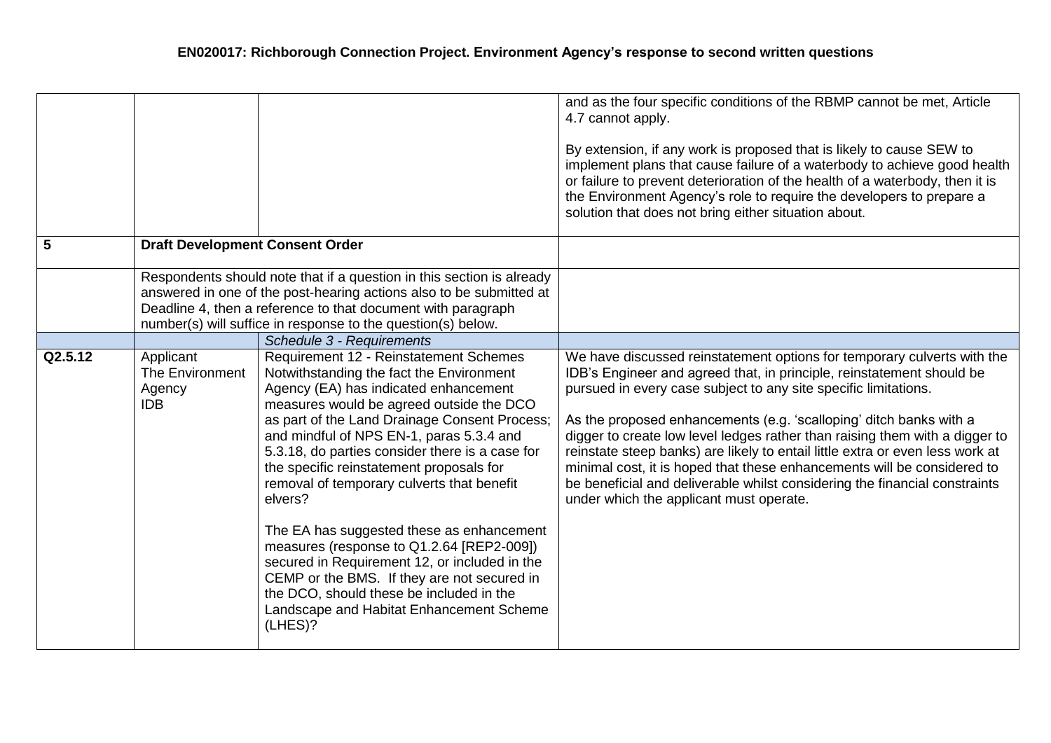| | | | |
|---|---|---|---|
| | | | and as the four specific conditions of the RBMP cannot be met, Article 4.7 cannot apply.<br><br>By extension, if any work is proposed that is likely to cause SEW to implement plans that cause failure of a waterbody to achieve good health or failure to prevent deterioration of the health of a waterbody, then it is the Environment Agency's role to require the developers to prepare a solution that does not bring either situation about. |
| **5** | **Draft Development Consent Order** | | |
| | Respondents should note that if a question in this section is already answered in one of the post-hearing actions also to be submitted at Deadline 4, then a reference to that document with paragraph number(s) will suffice in response to the question(s) below. | | |
| | | *Schedule 3 - Requirements* | |
| **Q2.5.12** | Applicant<br>The Environment Agency<br>IDB | Requirement 12 - Reinstatement Schemes<br>Notwithstanding the fact the Environment Agency (EA) has indicated enhancement measures would be agreed outside the DCO as part of the Land Drainage Consent Process; and mindful of NPS EN-1, paras 5.3.4 and 5.3.18, do parties consider there is a case for the specific reinstatement proposals for removal of temporary culverts that benefit elvers?<br><br>The EA has suggested these as enhancement measures (response to Q1.2.64 [REP2-009]) secured in Requirement 12, or included in the CEMP or the BMS. If they are not secured in the DCO, should these be included in the Landscape and Habitat Enhancement Scheme (LHES)? | We have discussed reinstatement options for temporary culverts with the IDB's Engineer and agreed that, in principle, reinstatement should be pursued in every case subject to any site specific limitations.<br><br>As the proposed enhancements (e.g. 'scalloping' ditch banks with a digger to create low level ledges rather than raising them with a digger to reinstate steep banks) are likely to entail little extra or even less work at minimal cost, it is hoped that these enhancements will be considered to be beneficial and deliverable whilst considering the financial constraints under which the applicant must operate. |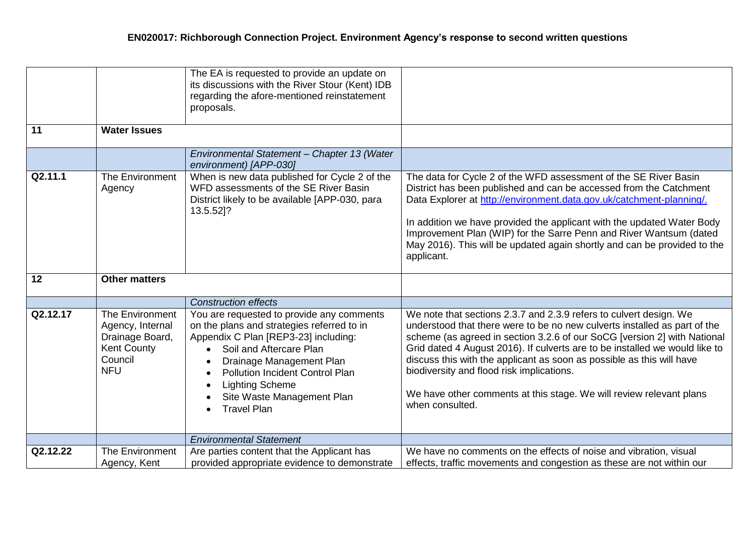# EN020017: Richborough Connection Project. Environment Agency's response to second written questions

| | | | |
|---|---|---|---|
| | | The EA is requested to provide an update on its discussions with the River Stour (Kent) IDB regarding the afore-mentioned reinstatement proposals. | |
| **11** | **Water Issues** | | |
| | | *Environmental Statement – Chapter 13 (Water environment) [APP-030]* | |
| **Q2.11.1** | The Environment Agency | When is new data published for Cycle 2 of the WFD assessments of the SE River Basin District likely to be available [APP-030, para 13.5.52]? | The data for Cycle 2 of the WFD assessment of the SE River Basin District has been published and can be accessed from the Catchment Data Explorer at [http://environment.data.gov.uk/catchment-planning/.](http://environment.data.gov.uk/catchment-planning/)<br><br>In addition we have provided the applicant with the updated Water Body Improvement Plan (WIP) for the Sarre Penn and River Wantsum (dated May 2016). This will be updated again shortly and can be provided to the applicant. |
| **12** | **Other matters** | | |
| | | *Construction effects* | |
| **Q2.12.17** | The Environment Agency, Internal Drainage Board, Kent County Council NFU | You are requested to provide any comments on the plans and strategies referred to in Appendix C Plan [REP3-23] including:<br>• Soil and Aftercare Plan<br>• Drainage Management Plan<br>• Pollution Incident Control Plan<br>• Lighting Scheme<br>• Site Waste Management Plan<br>• Travel Plan | We note that sections 2.3.7 and 2.3.9 refers to culvert design. We understood that there were to be no new culverts installed as part of the scheme (as agreed in section 3.2.6 of our SoCG [version 2] with National Grid dated 4 August 2016). If culverts are to be installed we would like to discuss this with the applicant as soon as possible as this will have biodiversity and flood risk implications.<br><br>We have other comments at this stage. We will review relevant plans when consulted. |
| | | *Environmental Statement* | |
| **Q2.12.22** | The Environment Agency, Kent | Are parties content that the Applicant has provided appropriate evidence to demonstrate | We have no comments on the effects of noise and vibration, visual effects, traffic movements and congestion as these are not within our |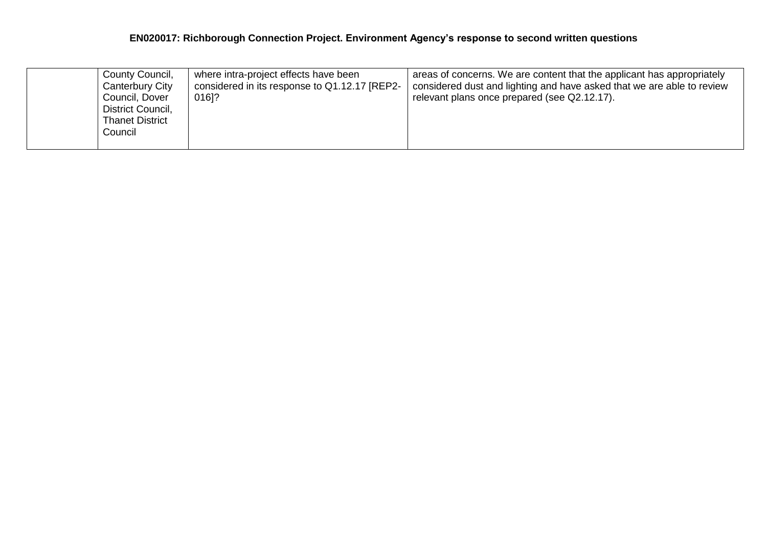**EN020017: Richborough Connection Project. Environment Agency's response to second written questions**

| | | | |
|---|---|---|---|
| | County Council, Canterbury City Council, Dover District Council, Thanet District Council | where intra-project effects have been considered in its response to Q1.12.17 [REP2-016]? | areas of concerns. We are content that the applicant has appropriately considered dust and lighting and have asked that we are able to review relevant plans once prepared (see Q2.12.17). |